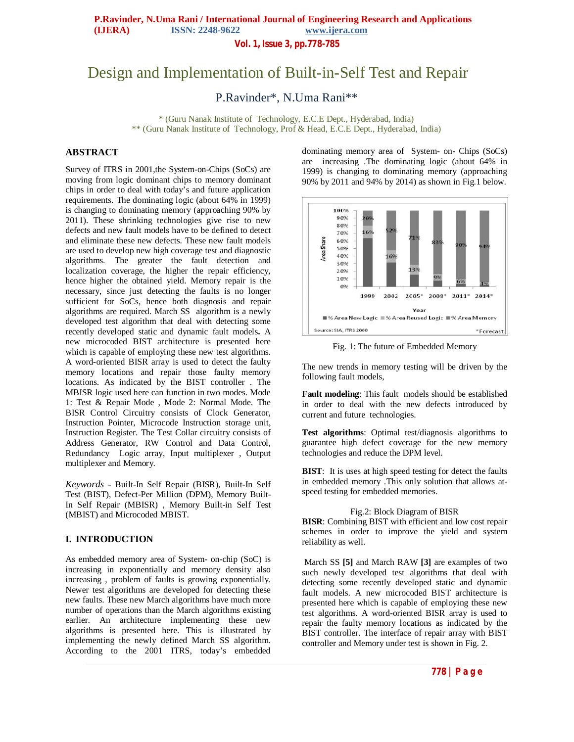# Design and Implementation of Built-in-Self Test and Repair

P.Ravinder*, N.Uma Rani**

\* (Guru Nanak Institute of Technology, E.C.E Dept., Hyderabad, India)
\** (Guru Nanak Institute of Technology, Prof & Head, E.C.E Dept., Hyderabad, India)

## ABSTRACT

Survey of ITRS in 2001,the System-on-Chips (SoCs) are moving from logic dominant chips to memory dominant chips in order to deal with today's and future application requirements. The dominating logic (about 64% in 1999) is changing to dominating memory (approaching 90% by 2011). These shrinking technologies give rise to new defects and new fault models have to be defined to detect and eliminate these new defects. These new fault models are used to develop new high coverage test and diagnostic algorithms. The greater the fault detection and localization coverage, the higher the repair efficiency, hence higher the obtained yield. Memory repair is the necessary, since just detecting the faults is no longer sufficient for SoCs, hence both diagnosis and repair algorithms are required. March SS algorithm is a newly developed test algorithm that deal with detecting some recently developed static and dynamic fault models**.** A new microcoded BIST architecture is presented here which is capable of employing these new test algorithms. A word-oriented BISR array is used to detect the faulty memory locations and repair those faulty memory locations. As indicated by the BIST controller . The MBISR logic used here can function in two modes. Mode 1: Test & Repair Mode , Mode 2: Normal Mode. The BISR Control Circuitry consists of Clock Generator, Instruction Pointer, Microcode Instruction storage unit, Instruction Register. The Test Collar circuitry consists of Address Generator, RW Control and Data Control, Redundancy Logic array, Input multiplexer , Output multiplexer and Memory.

*Keywords* - Built-In Self Repair (BISR), Built-In Self Test (BIST), Defect-Per Million (DPM), Memory Built-In Self Repair (MBISR) , Memory Built-in Self Test (MBIST) and Microcoded MBIST.

## I. INTRODUCTION

As embedded memory area of System- on-chip (SoC) is increasing in exponentially and memory density also increasing , problem of faults is growing exponentially. Newer test algorithms are developed for detecting these new faults. These new March algorithms have much more number of operations than the March algorithms existing earlier. An architecture implementing these new algorithms is presented here. This is illustrated by implementing the newly defined March SS algorithm. According to the 2001 ITRS, today's embedded dominating memory area of System- on- Chips (SoCs) are increasing .The dominating logic (about 64% in 1999) is changing to dominating memory (approaching 90% by 2011 and 94% by 2014) as shown in Fig.1 below.

| Year | % Area New Logic | % Area Reused Logic | % Area Memory |
|---|---|---|---|
| 1999 | | 16% | 20% |
| 2002 | | 16% | 52% |
| 2005* | | 13% | 71% |
| 2008* | | 9% | 83% |
| 2011* | | 6% | 90% |
| 2014* | | 4% | 94% |

Source: SIA, ITRS 2000 — *Forecast

Fig. 1: The future of Embedded Memory

The new trends in memory testing will be driven by the following fault models,

**Fault modeling**: This fault models should be established in order to deal with the new defects introduced by current and future technologies.

**Test algorithms**: Optimal test/diagnosis algorithms to guarantee high defect coverage for the new memory technologies and reduce the DPM level.

**BIST**: It is uses at high speed testing for detect the faults in embedded memory .This only solution that allows at-speed testing for embedded memories.

Fig.2: Block Diagram of BISR

**BISR**: Combining BIST with efficient and low cost repair schemes in order to improve the yield and system reliability as well.

March SS **[5]** and March RAW **[3]** are examples of two such newly developed test algorithms that deal with detecting some recently developed static and dynamic fault models. A new microcoded BIST architecture is presented here which is capable of employing these new test algorithms. A word-oriented BISR array is used to repair the faulty memory locations as indicated by the BIST controller. The interface of repair array with BIST controller and Memory under test is shown in Fig. 2.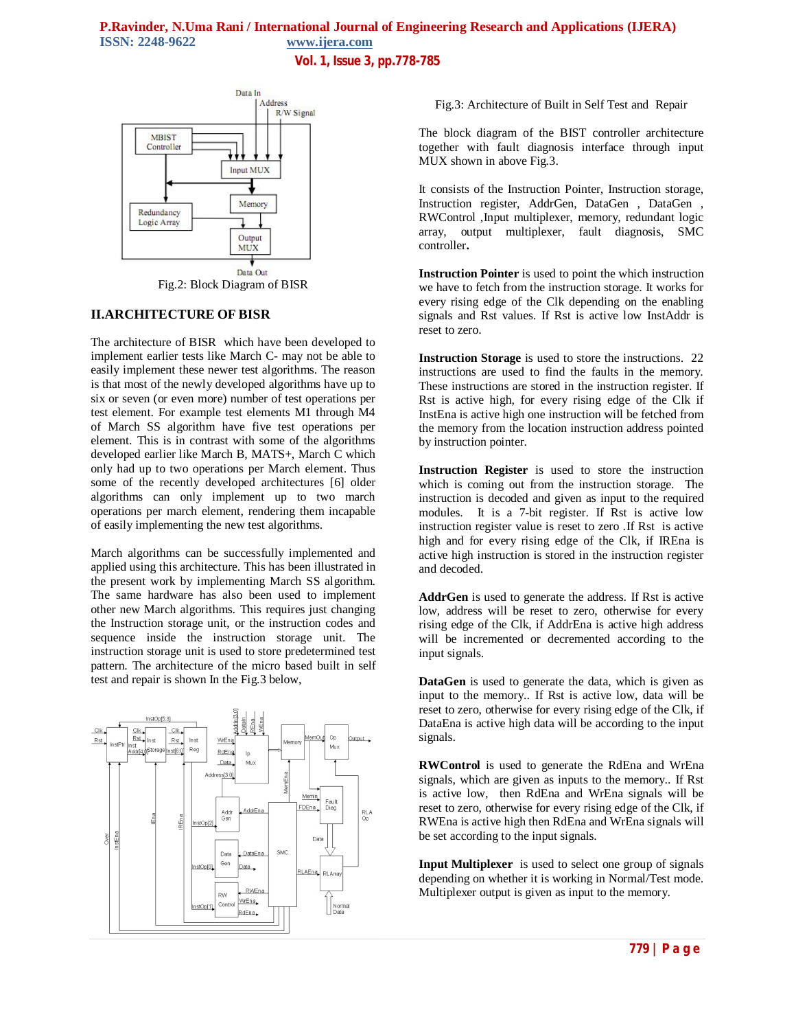Fig.2: Block Diagram of BISR

## II.ARCHITECTURE OF BISR

The architecture of BISR which have been developed to implement earlier tests like March C- may not be able to easily implement these newer test algorithms. The reason is that most of the newly developed algorithms have up to six or seven (or even more) number of test operations per test element. For example test elements M1 through M4 of March SS algorithm have five test operations per element. This is in contrast with some of the algorithms developed earlier like March B, MATS+, March C which only had up to two operations per March element. Thus some of the recently developed architectures [6] older algorithms can only implement up to two march operations per march element, rendering them incapable of easily implementing the new test algorithms.

March algorithms can be successfully implemented and applied using this architecture. This has been illustrated in the present work by implementing March SS algorithm. The same hardware has also been used to implement other new March algorithms. This requires just changing the Instruction storage unit, or the instruction codes and sequence inside the instruction storage unit. The instruction storage unit is used to store predetermined test pattern. The architecture of the micro based built in self test and repair is shown In the Fig.3 below,

Fig.3: Architecture of Built in Self Test and Repair

The block diagram of the BIST controller architecture together with fault diagnosis interface through input MUX shown in above Fig.3.

It consists of the Instruction Pointer, Instruction storage, Instruction register, AddrGen, DataGen , DataGen , RWControl ,Input multiplexer, memory, redundant logic array, output multiplexer, fault diagnosis, SMC controller**.**

**Instruction Pointer** is used to point the which instruction we have to fetch from the instruction storage. It works for every rising edge of the Clk depending on the enabling signals and Rst values. If Rst is active low InstAddr is reset to zero.

**Instruction Storage** is used to store the instructions. 22 instructions are used to find the faults in the memory. These instructions are stored in the instruction register. If Rst is active high, for every rising edge of the Clk if InstEna is active high one instruction will be fetched from the memory from the location instruction address pointed by instruction pointer.

**Instruction Register** is used to store the instruction which is coming out from the instruction storage. The instruction is decoded and given as input to the required modules. It is a 7-bit register. If Rst is active low instruction register value is reset to zero .If Rst is active high and for every rising edge of the Clk, if IREna is active high instruction is stored in the instruction register and decoded.

**AddrGen** is used to generate the address. If Rst is active low, address will be reset to zero, otherwise for every rising edge of the Clk, if AddrEna is active high address will be incremented or decremented according to the input signals.

**DataGen** is used to generate the data, which is given as input to the memory.. If Rst is active low, data will be reset to zero, otherwise for every rising edge of the Clk, if DataEna is active high data will be according to the input signals.

**RWControl** is used to generate the RdEna and WrEna signals, which are given as inputs to the memory.. If Rst is active low, then RdEna and WrEna signals will be reset to zero, otherwise for every rising edge of the Clk, if RWEna is active high then RdEna and WrEna signals will be set according to the input signals.

**Input Multiplexer** is used to select one group of signals depending on whether it is working in Normal/Test mode. Multiplexer output is given as input to the memory.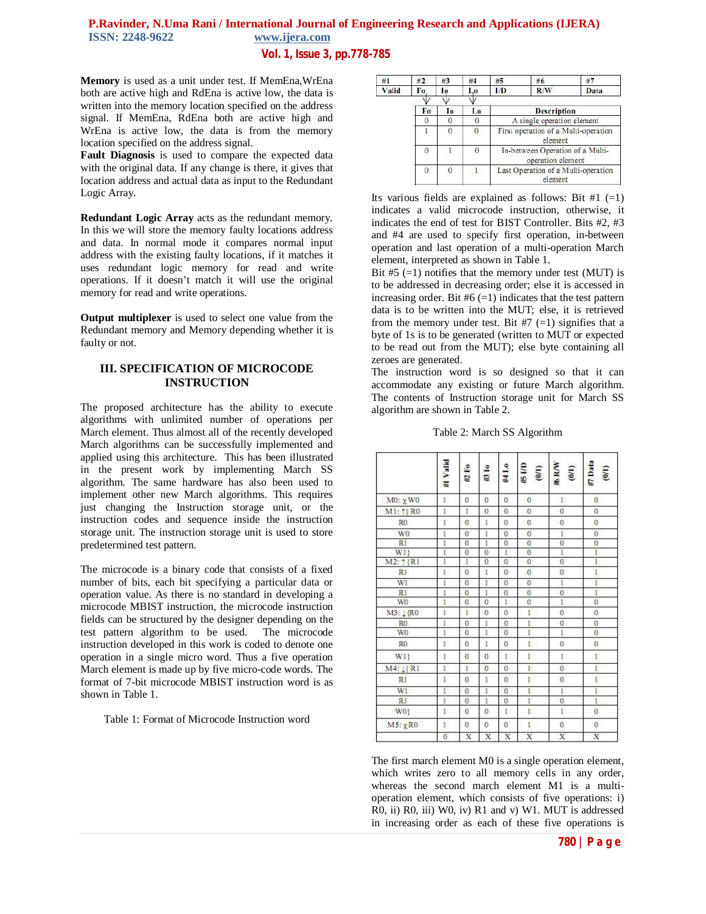**Memory** is used as a unit under test. If MemEna,WrEna both are active high and RdEna is active low, the data is written into the memory location specified on the address signal. If MemEna, RdEna both are active high and WrEna is active low, the data is from the memory location specified on the address signal.

**Fault Diagnosis** is used to compare the expected data with the original data. If any change is there, it gives that location address and actual data as input to the Redundant Logic Array.

**Redundant Logic Array** acts as the redundant memory. In this we will store the memory faulty locations address and data. In normal mode it compares normal input address with the existing faulty locations, if it matches it uses redundant logic memory for read and write operations. If it doesn't match it will use the original memory for read and write operations.

**Output multiplexer** is used to select one value from the Redundant memory and Memory depending whether it is faulty or not.

## III. SPECIFICATION OF MICROCODE INSTRUCTION

The proposed architecture has the ability to execute algorithms with unlimited number of operations per March element. Thus almost all of the recently developed March algorithms can be successfully implemented and applied using this architecture. This has been illustrated in the present work by implementing March SS algorithm. The same hardware has also been used to implement other new March algorithms. This requires just changing the Instruction storage unit, or the instruction codes and sequence inside the instruction storage unit. The instruction storage unit is used to store predetermined test pattern.

The microcode is a binary code that consists of a fixed number of bits, each bit specifying a particular data or operation value. As there is no standard in developing a microcode MBIST instruction, the microcode instruction fields can be structured by the designer depending on the test pattern algorithm to be used. The microcode instruction developed in this work is coded to denote one operation in a single micro word. Thus a five operation March element is made up by five micro-code words. The format of 7-bit microcode MBIST instruction word is as shown in Table 1.

Table 1: Format of Microcode Instruction word

| #1 | #2 | #3 | #4 | #5 | #6 | #7 |
|---|---|---|---|---|---|---|
| Valid | Fo | Io | Lo | I/D | R/W | Data |

| Fo | Io | Lo | Description |
|---|---|---|---|
| 0 | 0 | 0 | A single operation element |
| 1 | 0 | 0 | First operation of a Multi-operation element |
| 0 | 1 | 0 | In-between Operation of a Multi-operation element |
| 0 | 0 | 1 | Last Operation of a Multi-operation element |

Its various fields are explained as follows: Bit #1 (=1) indicates a valid microcode instruction, otherwise, it indicates the end of test for BIST Controller. Bits #2, #3 and #4 are used to specify first operation, in-between operation and last operation of a multi-operation March element, interpreted as shown in Table 1.

Bit #5 (=1) notifies that the memory under test (MUT) is to be addressed in decreasing order; else it is accessed in increasing order. Bit #6 (=1) indicates that the test pattern data is to be written into the MUT; else, it is retrieved from the memory under test. Bit #7 (=1) signifies that a byte of 1s is to be generated (written to MUT or expected to be read out from the MUT); else byte containing all zeroes are generated.

The instruction word is so designed so that it can accommodate any existing or future March algorithm. The contents of Instruction storage unit for March SS algorithm are shown in Table 2.

Table 2: March SS Algorithm

| | #1 Valid | #2 Fo | #3 Io | #4 Lo | #5 I/D (0/1) | #6 R/W (0/1) | #7 Data (0/1) |
|---|---|---|---|---|---|---|---|
| M0: χ W0 | 1 | 0 | 0 | 0 | 0 | 1 | 0 |
| M1: ↑{ R0 | 1 | 1 | 0 | 0 | 0 | 0 | 0 |
| R0 | 1 | 0 | 1 | 0 | 0 | 0 | 0 |
| W0 | 1 | 0 | 1 | 0 | 0 | 1 | 0 |
| R1 | 1 | 0 | 1 | 0 | 0 | 0 | 0 |
| W1} | 1 | 0 | 0 | 1 | 0 | 1 | 1 |
| M2: ↑{R1 | 1 | 1 | 0 | 0 | 0 | 0 | 1 |
| R1 | 1 | 0 | 1 | 0 | 0 | 0 | 1 |
| W1 | 1 | 0 | 1 | 0 | 0 | 1 | 1 |
| R1 | 1 | 0 | 1 | 0 | 0 | 0 | 1 |
| W0 | 1 | 0 | 0 | 1 | 0 | 1 | 0 |
| M3: ↓{R0 | 1 | 1 | 0 | 0 | 1 | 0 | 0 |
| R0 | 1 | 0 | 1 | 0 | 1 | 0 | 0 |
| W0 | 1 | 0 | 1 | 0 | 1 | 1 | 0 |
| R0 | 1 | 0 | 1 | 0 | 1 | 0 | 0 |
| W1} | 1 | 0 | 0 | 1 | 1 | 1 | 1 |
| M4: ↓{ R1 | 1 | 1 | 0 | 0 | 1 | 0 | 1 |
| R1 | 1 | 0 | 1 | 0 | 1 | 0 | 1 |
| W1 | 1 | 0 | 1 | 0 | 1 | 1 | 1 |
| R1 | 1 | 0 | 1 | 0 | 1 | 0 | 1 |
| W0} | 1 | 0 | 0 | 1 | 1 | 1 | 0 |
| M5: χ R0 | 1 | 0 | 0 | 0 | 1 | 0 | 0 |
| | 0 | X | X | X | X | X | X |

The first march element M0 is a single operation element, which writes zero to all memory cells in any order, whereas the second march element M1 is a multi-operation element, which consists of five operations: i) R0, ii) R0, iii) W0, iv) R1 and v) W1. MUT is addressed in increasing order as each of these five operations is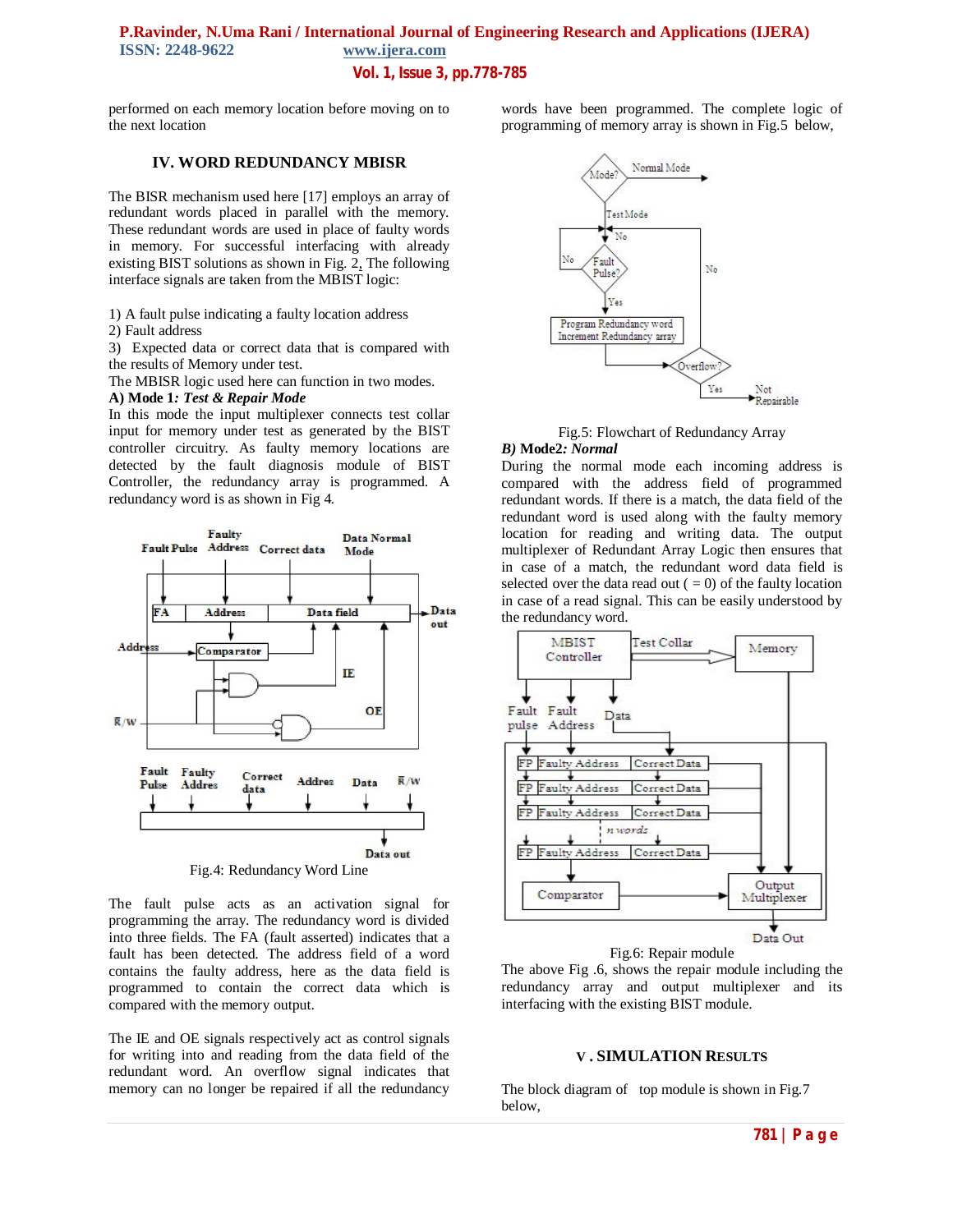performed on each memory location before moving on to the next location

## IV. WORD REDUNDANCY MBISR

The BISR mechanism used here [17] employs an array of redundant words placed in parallel with the memory. These redundant words are used in place of faulty words in memory. For successful interfacing with already existing BIST solutions as shown in Fig. 2, The following interface signals are taken from the MBIST logic:

1) A fault pulse indicating a faulty location address
2) Fault address
3) Expected data or correct data that is compared with the results of Memory under test.

The MBISR logic used here can function in two modes.

**A) Mode 1*: Test & Repair Mode***

In this mode the input multiplexer connects test collar input for memory under test as generated by the BIST controller circuitry. As faulty memory locations are detected by the fault diagnosis module of BIST Controller, the redundancy array is programmed. A redundancy word is as shown in Fig 4.

Fig.4: Redundancy Word Line

The fault pulse acts as an activation signal for programming the array. The redundancy word is divided into three fields. The FA (fault asserted) indicates that a fault has been detected. The address field of a word contains the faulty address, here as the data field is programmed to contain the correct data which is compared with the memory output.

The IE and OE signals respectively act as control signals for writing into and reading from the data field of the redundant word. An overflow signal indicates that memory can no longer be repaired if all the redundancy words have been programmed. The complete logic of programming of memory array is shown in Fig.5 below,

Fig.5: Flowchart of Redundancy Array

***B) Mode2: Normal***

During the normal mode each incoming address is compared with the address field of programmed redundant words. If there is a match, the data field of the redundant word is used along with the faulty memory location for reading and writing data. The output multiplexer of Redundant Array Logic then ensures that in case of a match, the redundant word data field is selected over the data read out ( = 0) of the faulty location in case of a read signal. This can be easily understood by the redundancy word.

Fig.6: Repair module

The above Fig .6, shows the repair module including the redundancy array and output multiplexer and its interfacing with the existing BIST module.

## V . SIMULATION RESULTS

The block diagram of top module is shown in Fig.7 below,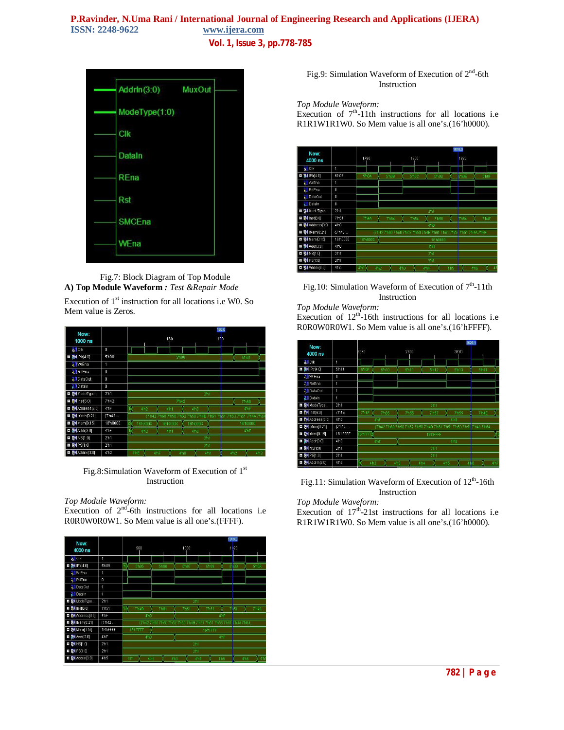Fig.7: Block Diagram of Top Module

**A) Top Module Waveform** *: Test &Repair Mode*

Execution of 1st instruction for all locations i.e W0. So Mem value is Zeros.

Fig.8:Simulation Waveform of Execution of 1st Instruction

*Top Module Waveform:*

Execution of 2nd-6th instructions for all locations i.e R0R0W0R0W1. So Mem value is all one's.(FFFF).

Fig.9: Simulation Waveform of Execution of 2nd-6th Instruction

*Top Module Waveform:*

Execution of 7th-11th instructions for all locations i.e R1R1W1R1W0. So Mem value is all one's.(16'h0000).

Fig.10: Simulation Waveform of Execution of 7th-11th Instruction

*Top Module Waveform:*

Execution of 12th-16th instructions for all locations i.e R0R0W0R0W1. So Mem value is all one's.(16'hFFFF).

Fig.11: Simulation Waveform of Execution of 12th-16th Instruction

*Top Module Waveform:*

Execution of 17th-21st instructions for all locations i.e R1R1W1R1W0. So Mem value is all one's.(16'h0000).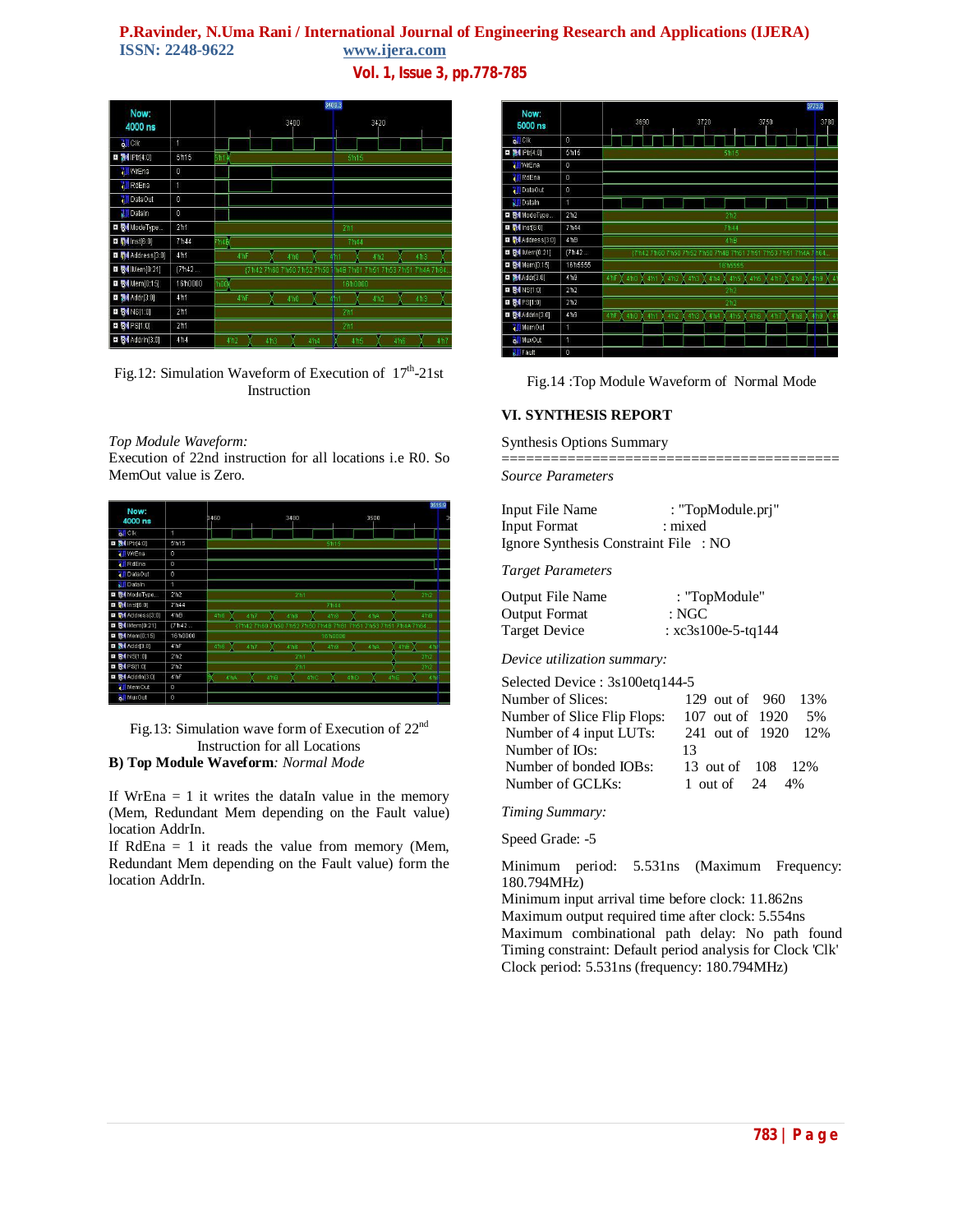Fig.12: Simulation Waveform of Execution of 17th-21st Instruction

*Top Module Waveform:*
Execution of 22nd instruction for all locations i.e R0. So MemOut value is Zero.

Fig.13: Simulation wave form of Execution of 22nd Instruction for all Locations

**B) Top Module Waveform***: Normal Mode*

If WrEna = 1 it writes the dataIn value in the memory (Mem, Redundant Mem depending on the Fault value) location AddrIn.
If RdEna = 1 it reads the value from memory (Mem, Redundant Mem depending on the Fault value) form the location AddrIn.

Fig.14 :Top Module Waveform of Normal Mode

## VI. SYNTHESIS REPORT

Synthesis Options Summary
=========================================

*Source Parameters*

Input File Name : "TopModule.prj"
Input Format : mixed
Ignore Synthesis Constraint File : NO

*Target Parameters*

Output File Name : "TopModule"
Output Format : NGC
Target Device : xc3s100e-5-tq144

*Device utilization summary:*

Selected Device : 3s100etq144-5

| | | | | |
|---|---|---|---|---|
| Number of Slices: | 129 | out of | 960 | 13% |
| Number of Slice Flip Flops: | 107 | out of | 1920 | 5% |
| Number of 4 input LUTs: | 241 | out of | 1920 | 12% |
| Number of IOs: | 13 | | | |
| Number of bonded IOBs: | 13 | out of | 108 | 12% |
| Number of GCLKs: | 1 | out of | 24 | 4% |

*Timing Summary:*

Speed Grade: -5

Minimum period: 5.531ns (Maximum Frequency: 180.794MHz)
Minimum input arrival time before clock: 11.862ns
Maximum output required time after clock: 5.554ns
Maximum combinational path delay: No path found
Timing constraint: Default period analysis for Clock 'Clk'
Clock period: 5.531ns (frequency: 180.794MHz)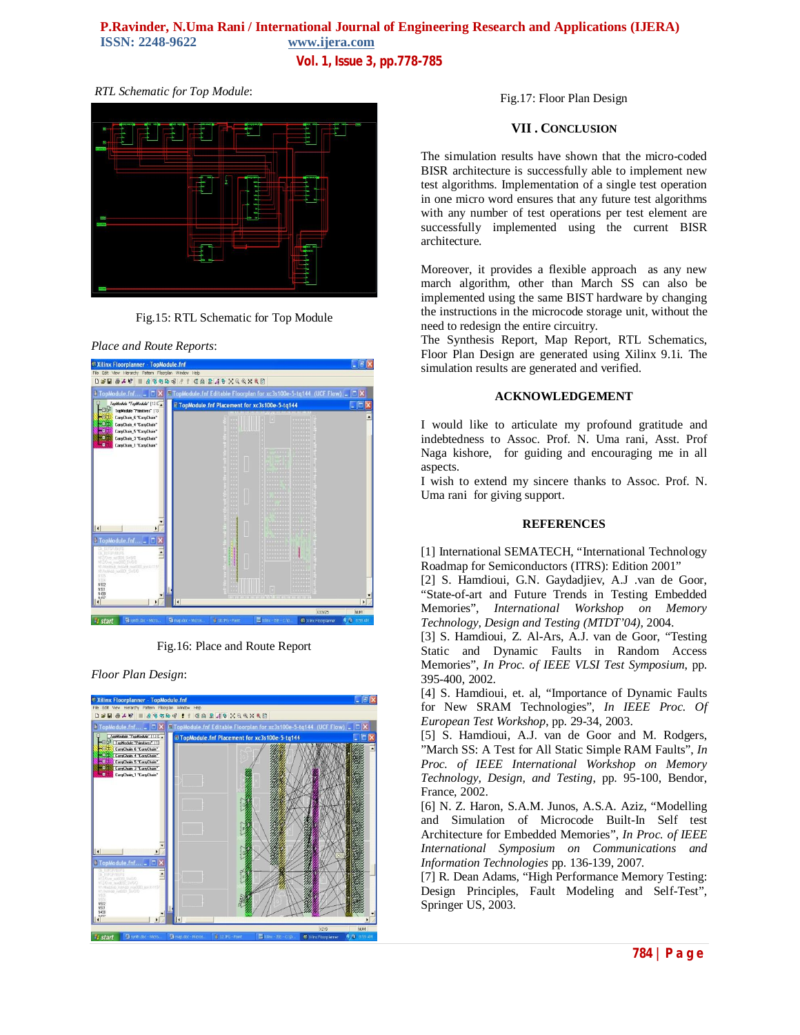*RTL Schematic for Top Module*:

Fig.15: RTL Schematic for Top Module

*Place and Route Reports*:

Fig.16: Place and Route Report

*Floor Plan Design*:

Fig.17: Floor Plan Design

## VII . CONCLUSION

The simulation results have shown that the micro-coded BISR architecture is successfully able to implement new test algorithms. Implementation of a single test operation in one micro word ensures that any future test algorithms with any number of test operations per test element are successfully implemented using the current BISR architecture.

Moreover, it provides a flexible approach as any new march algorithm, other than March SS can also be implemented using the same BIST hardware by changing the instructions in the microcode storage unit, without the need to redesign the entire circuitry.

The Synthesis Report, Map Report, RTL Schematics, Floor Plan Design are generated using Xilinx 9.1i. The simulation results are generated and verified.

## ACKNOWLEDGEMENT

I would like to articulate my profound gratitude and indebtedness to Assoc. Prof. N. Uma rani, Asst. Prof Naga kishore, for guiding and encouraging me in all aspects.

I wish to extend my sincere thanks to Assoc. Prof. N. Uma rani for giving support.

## REFERENCES

[1] International SEMATECH, "International Technology Roadmap for Semiconductors (ITRS): Edition 2001"

[2] S. Hamdioui, G.N. Gaydadjiev, A.J .van de Goor, "State-of-art and Future Trends in Testing Embedded Memories", *International Workshop on Memory Technology, Design and Testing (MTDT'04)*, 2004.

[3] S. Hamdioui, Z. Al-Ars, A.J. van de Goor, "Testing Static and Dynamic Faults in Random Access Memories", *In Proc. of IEEE VLSI Test Symposium*, pp. 395-400, 2002.

[4] S. Hamdioui, et. al, "Importance of Dynamic Faults for New SRAM Technologies", *In IEEE Proc. Of European Test Workshop*, pp. 29-34, 2003.

[5] S. Hamdioui, A.J. van de Goor and M. Rodgers, "March SS: A Test for All Static Simple RAM Faults", *In Proc. of IEEE International Workshop on Memory Technology, Design, and Testing*, pp. 95-100, Bendor, France, 2002.

[6] N. Z. Haron, S.A.M. Junos, A.S.A. Aziz, "Modelling and Simulation of Microcode Built-In Self test Architecture for Embedded Memories", *In Proc. of IEEE International Symposium on Communications and Information Technologies* pp. 136-139, 2007.

[7] R. Dean Adams, "High Performance Memory Testing: Design Principles, Fault Modeling and Self-Test", Springer US, 2003.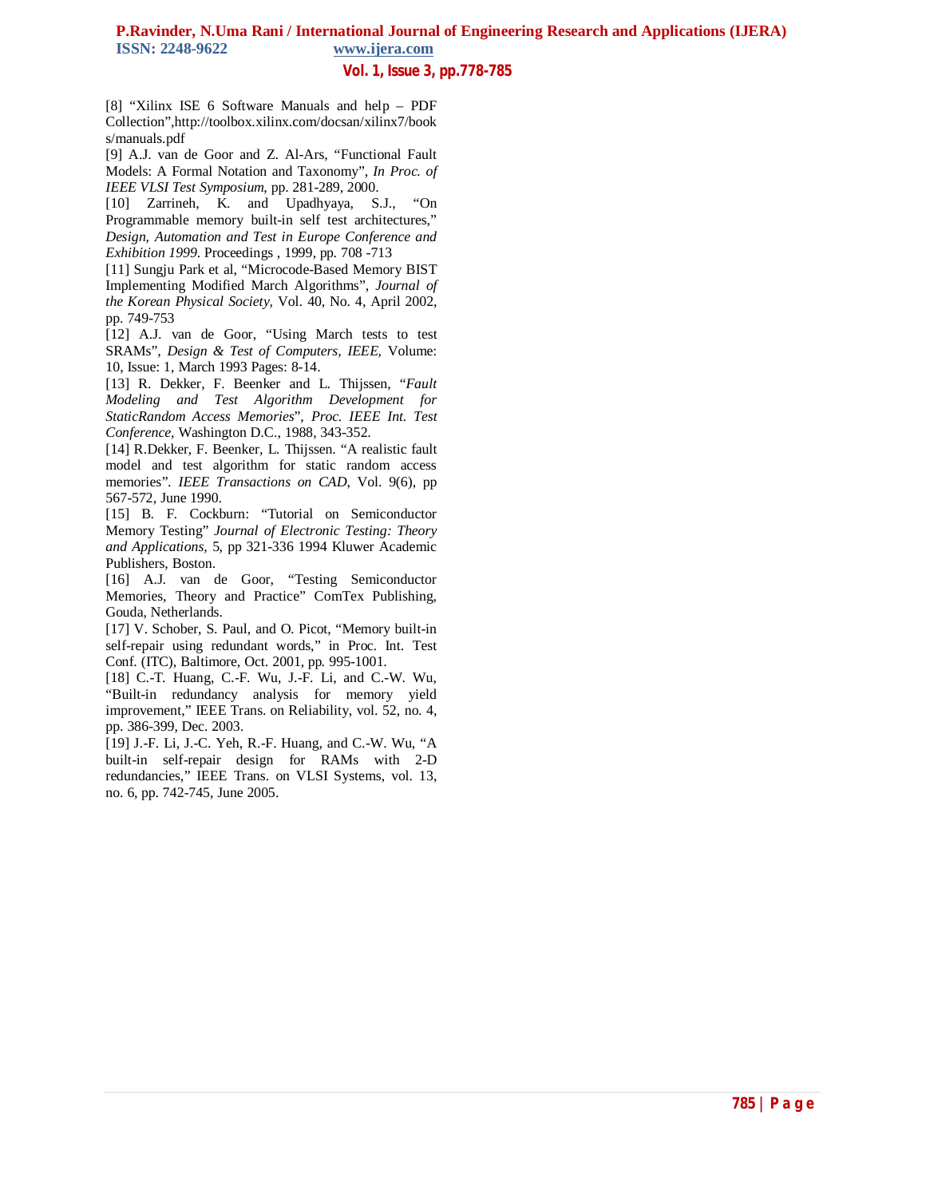[8] "Xilinx ISE 6 Software Manuals and help – PDF Collection",http://toolbox.xilinx.com/docsan/xilinx7/books/manuals.pdf

[9] A.J. van de Goor and Z. Al-Ars, "Functional Fault Models: A Formal Notation and Taxonomy", *In Proc. of IEEE VLSI Test Symposium*, pp. 281-289, 2000.

[10] Zarrineh, K. and Upadhyaya, S.J., "On Programmable memory built-in self test architectures," *Design, Automation and Test in Europe Conference and Exhibition 1999*. Proceedings , 1999, pp. 708 -713

[11] Sungju Park et al, "Microcode-Based Memory BIST Implementing Modified March Algorithms", *Journal of the Korean Physical Society,* Vol. 40, No. 4, April 2002, pp. 749-753

[12] A.J. van de Goor, "Using March tests to test SRAMs", *Design & Test of Computers, IEEE,* Volume: 10, Issue: 1, March 1993 Pages: 8-14.

[13] R. Dekker, F. Beenker and L. Thijssen, "*Fault Modeling and Test Algorithm Development for StaticRandom Access Memories*", *Proc. IEEE Int. Test Conference*, Washington D.C., 1988, 343-352.

[14] R.Dekker, F. Beenker, L. Thijssen. "A realistic fault model and test algorithm for static random access memories". *IEEE Transactions on CAD*, Vol. 9(6), pp 567-572, June 1990.

[15] B. F. Cockburn: "Tutorial on Semiconductor Memory Testing" *Journal of Electronic Testing: Theory and Applications*, 5, pp 321-336 1994 Kluwer Academic Publishers, Boston.

[16] A.J. van de Goor, "Testing Semiconductor Memories, Theory and Practice" ComTex Publishing, Gouda, Netherlands.

[17] V. Schober, S. Paul, and O. Picot, "Memory built-in self-repair using redundant words," in Proc. Int. Test Conf. (ITC), Baltimore, Oct. 2001, pp. 995-1001.

[18] C.-T. Huang, C.-F. Wu, J.-F. Li, and C.-W. Wu, "Built-in redundancy analysis for memory yield improvement," IEEE Trans. on Reliability, vol. 52, no. 4, pp. 386-399, Dec. 2003.

[19] J.-F. Li, J.-C. Yeh, R.-F. Huang, and C.-W. Wu, "A built-in self-repair design for RAMs with 2-D redundancies," IEEE Trans. on VLSI Systems, vol. 13, no. 6, pp. 742-745, June 2005.